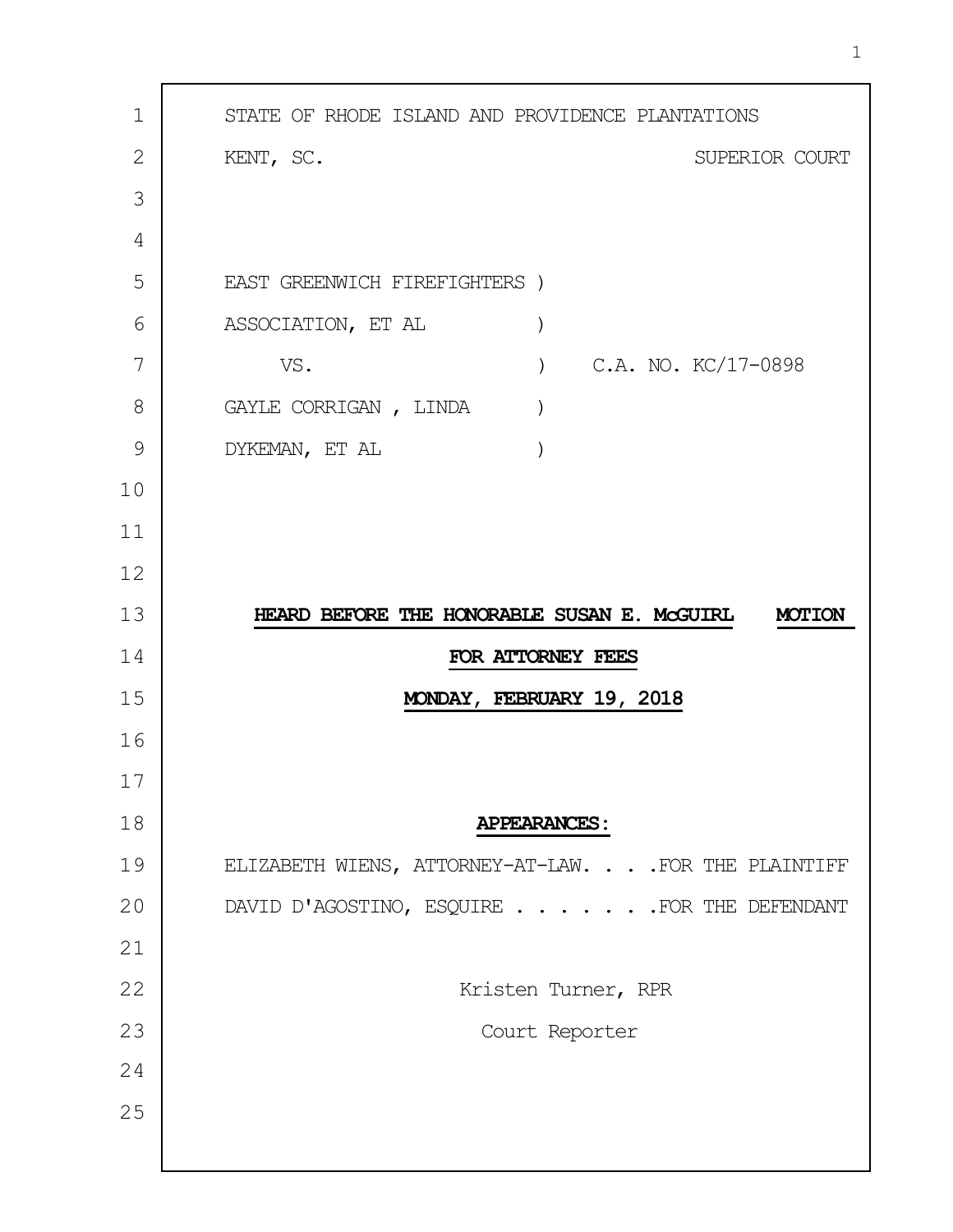STATE OF RHODE ISLAND AND PROVIDENCE PLANTATIONS

KENT, SC. SUPERIOR COURT

EAST GREENWICH FIREFIGHTERS )
ASSOCIATION, ET AL )
VS. ) C.A. NO. KC/17-0898
GAYLE CORRIGAN , LINDA )
DYKEMAN, ET AL )

**HEARD BEFORE THE HONORABLE SUSAN E. McGUIRL MOTION FOR ATTORNEY FEES**

**MONDAY, FEBRUARY 19, 2018**

**APPEARANCES:**

ELIZABETH WIENS, ATTORNEY-AT-LAW. . . .FOR THE PLAINTIFF

DAVID D'AGOSTINO, ESQUIRE . . . . . . .FOR THE DEFENDANT

Kristen Turner, RPR

Court Reporter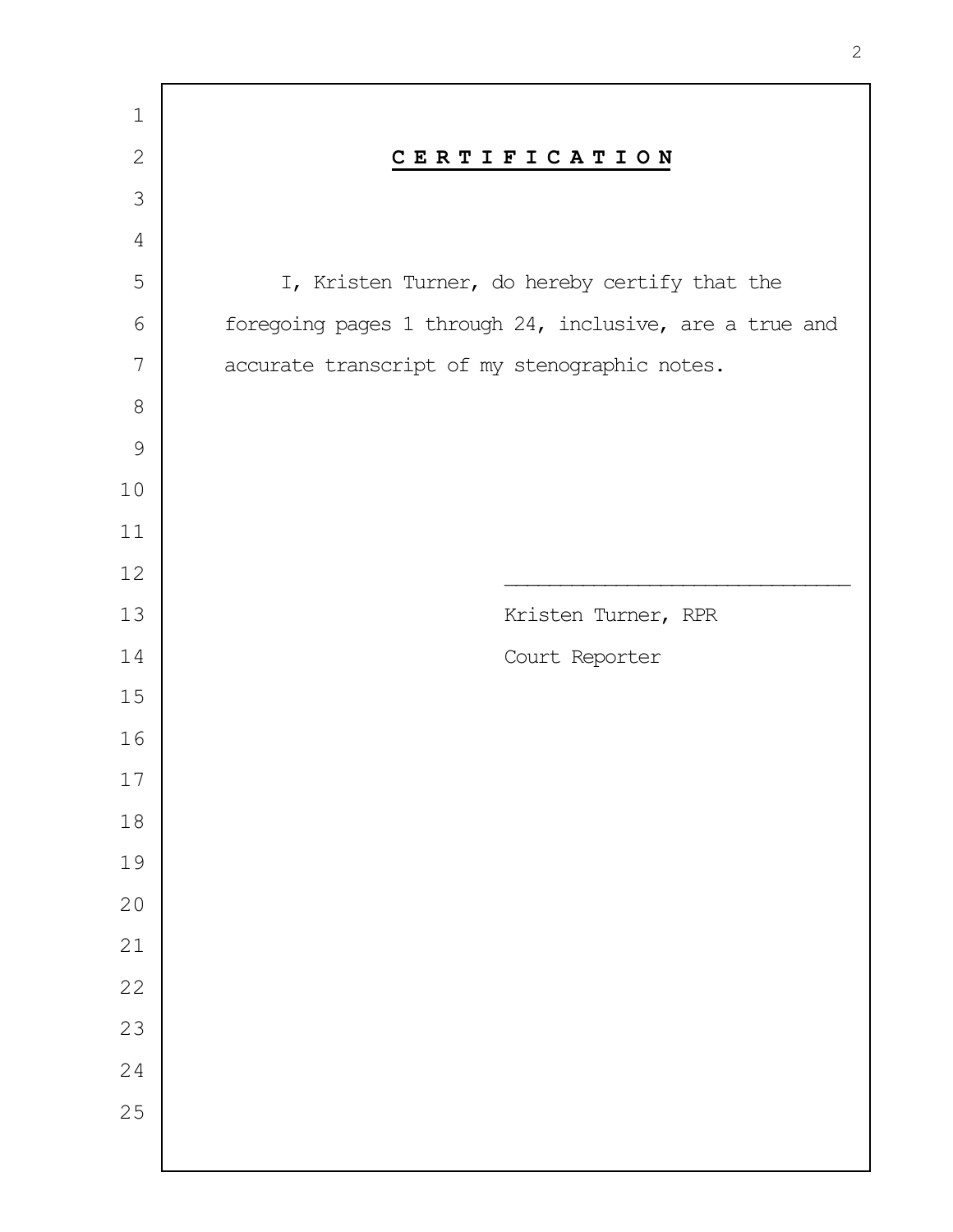## **C E R T I F I C A T I O N**

I, Kristen Turner, do hereby certify that the foregoing pages 1 through 24, inclusive, are a true and accurate transcript of my stenographic notes.

\_\_\_\_\_\_\_\_\_\_\_\_\_\_\_\_\_\_\_\_\_\_\_\_\_\_\_\_\_\_

Kristen Turner, RPR

Court Reporter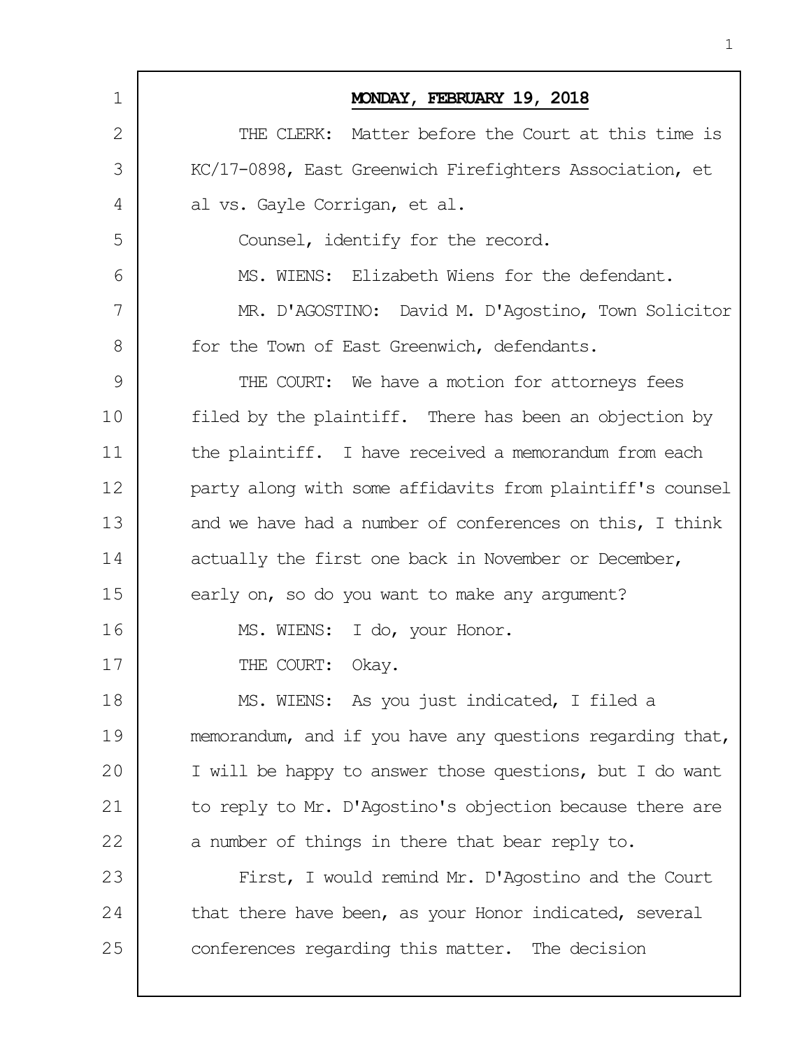**MONDAY, FEBRUARY 19, 2018**

THE CLERK: Matter before the Court at this time is KC/17-0898, East Greenwich Firefighters Association, et al vs. Gayle Corrigan, et al.

Counsel, identify for the record.

MS. WIENS: Elizabeth Wiens for the defendant.

MR. D'AGOSTINO: David M. D'Agostino, Town Solicitor for the Town of East Greenwich, defendants.

THE COURT: We have a motion for attorneys fees filed by the plaintiff. There has been an objection by the plaintiff. I have received a memorandum from each party along with some affidavits from plaintiff's counsel and we have had a number of conferences on this, I think actually the first one back in November or December, early on, so do you want to make any argument?

MS. WIENS: I do, your Honor.

THE COURT: Okay.

MS. WIENS: As you just indicated, I filed a memorandum, and if you have any questions regarding that, I will be happy to answer those questions, but I do want to reply to Mr. D'Agostino's objection because there are a number of things in there that bear reply to.

First, I would remind Mr. D'Agostino and the Court that there have been, as your Honor indicated, several conferences regarding this matter. The decision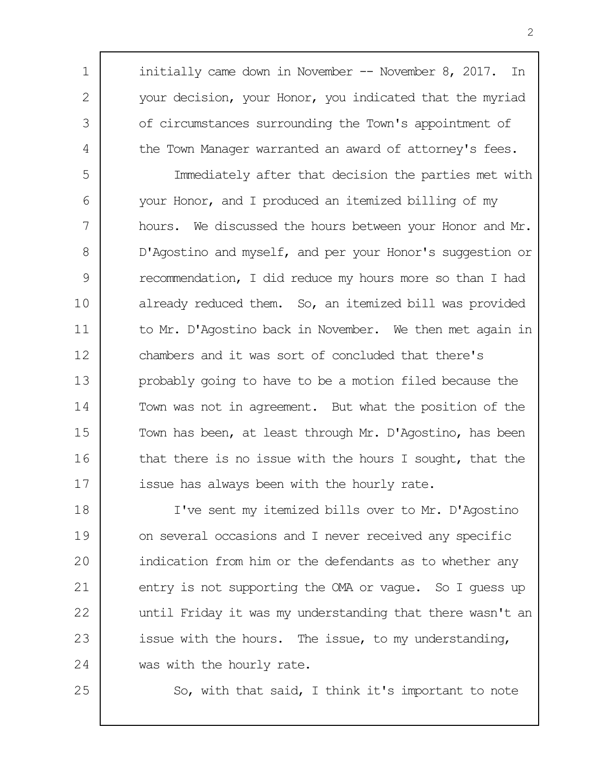initially came down in November -- November 8, 2017. In your decision, your Honor, you indicated that the myriad of circumstances surrounding the Town's appointment of the Town Manager warranted an award of attorney's fees.

Immediately after that decision the parties met with your Honor, and I produced an itemized billing of my hours. We discussed the hours between your Honor and Mr. D'Agostino and myself, and per your Honor's suggestion or recommendation, I did reduce my hours more so than I had already reduced them. So, an itemized bill was provided to Mr. D'Agostino back in November. We then met again in chambers and it was sort of concluded that there's probably going to have to be a motion filed because the Town was not in agreement. But what the position of the Town has been, at least through Mr. D'Agostino, has been that there is no issue with the hours I sought, that the issue has always been with the hourly rate.

I've sent my itemized bills over to Mr. D'Agostino on several occasions and I never received any specific indication from him or the defendants as to whether any entry is not supporting the OMA or vague. So I guess up until Friday it was my understanding that there wasn't an issue with the hours. The issue, to my understanding, was with the hourly rate.

So, with that said, I think it's important to note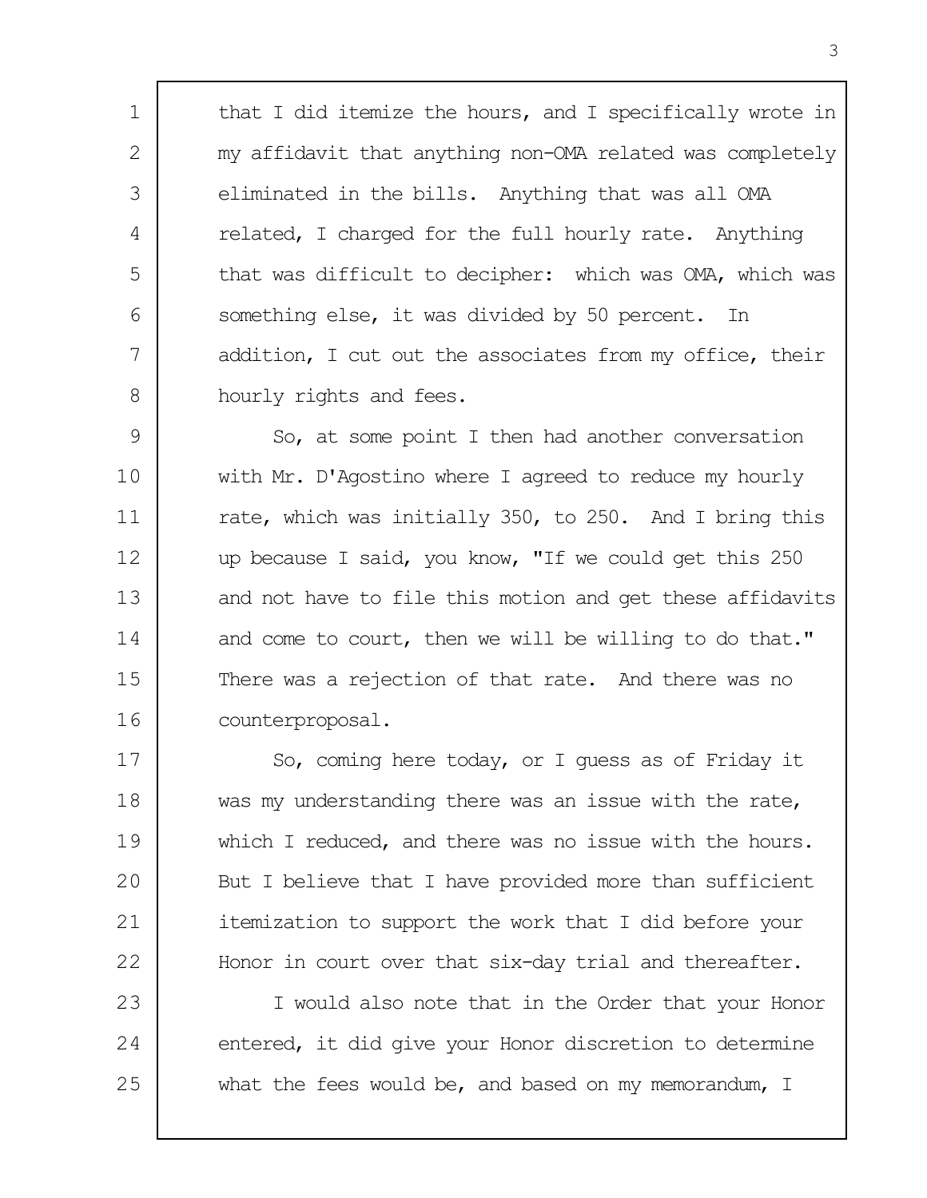that I did itemize the hours, and I specifically wrote in my affidavit that anything non-OMA related was completely eliminated in the bills. Anything that was all OMA related, I charged for the full hourly rate. Anything that was difficult to decipher: which was OMA, which was something else, it was divided by 50 percent. In addition, I cut out the associates from my office, their hourly rights and fees.

So, at some point I then had another conversation with Mr. D'Agostino where I agreed to reduce my hourly rate, which was initially 350, to 250. And I bring this up because I said, you know, "If we could get this 250 and not have to file this motion and get these affidavits and come to court, then we will be willing to do that." There was a rejection of that rate. And there was no counterproposal.

So, coming here today, or I guess as of Friday it was my understanding there was an issue with the rate, which I reduced, and there was no issue with the hours. But I believe that I have provided more than sufficient itemization to support the work that I did before your Honor in court over that six-day trial and thereafter.

I would also note that in the Order that your Honor entered, it did give your Honor discretion to determine what the fees would be, and based on my memorandum, I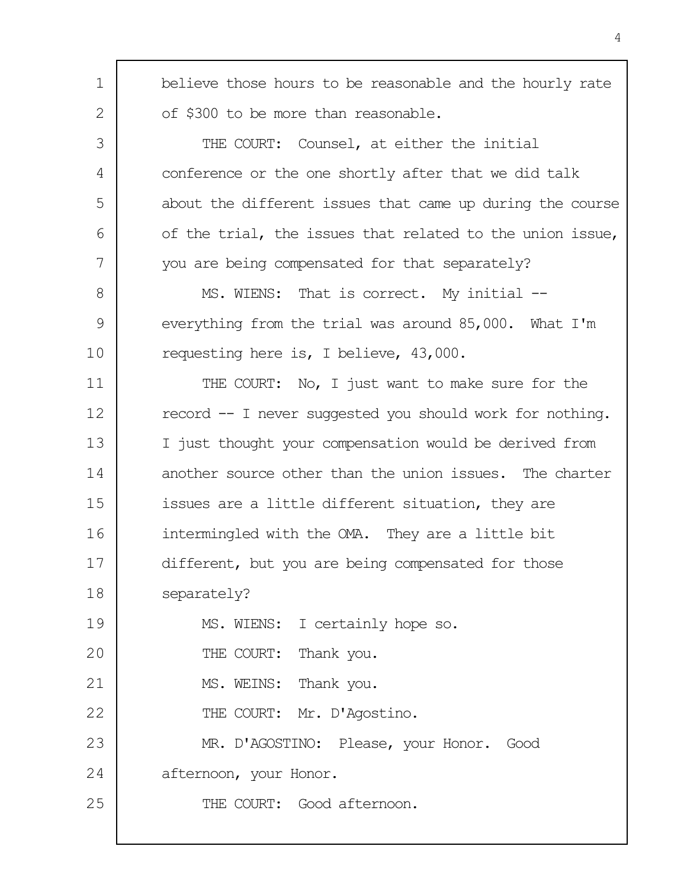believe those hours to be reasonable and the hourly rate of $300 to be more than reasonable.

THE COURT: Counsel, at either the initial conference or the one shortly after that we did talk about the different issues that came up during the course of the trial, the issues that related to the union issue, you are being compensated for that separately?

MS. WIENS: That is correct. My initial -- everything from the trial was around 85,000. What I'm requesting here is, I believe, 43,000.

THE COURT: No, I just want to make sure for the record -- I never suggested you should work for nothing. I just thought your compensation would be derived from another source other than the union issues. The charter issues are a little different situation, they are intermingled with the OMA. They are a little bit different, but you are being compensated for those separately?

MS. WIENS: I certainly hope so.

THE COURT: Thank you.

MS. WEINS: Thank you.

THE COURT: Mr. D'Agostino.

MR. D'AGOSTINO: Please, your Honor. Good afternoon, your Honor.

THE COURT: Good afternoon.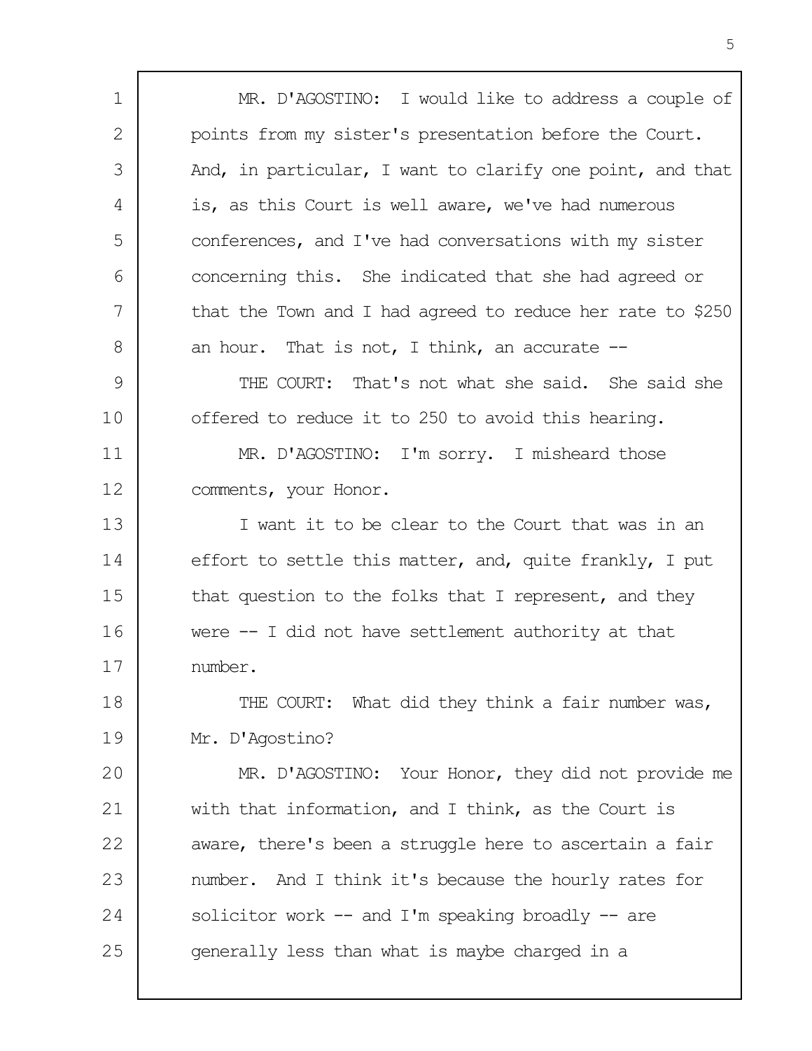MR. D'AGOSTINO: I would like to address a couple of points from my sister's presentation before the Court. And, in particular, I want to clarify one point, and that is, as this Court is well aware, we've had numerous conferences, and I've had conversations with my sister concerning this. She indicated that she had agreed or that the Town and I had agreed to reduce her rate to $250 an hour. That is not, I think, an accurate --

THE COURT: That's not what she said. She said she offered to reduce it to 250 to avoid this hearing.

MR. D'AGOSTINO: I'm sorry. I misheard those comments, your Honor.

I want it to be clear to the Court that was in an effort to settle this matter, and, quite frankly, I put that question to the folks that I represent, and they were -- I did not have settlement authority at that number.

THE COURT: What did they think a fair number was, Mr. D'Agostino?

MR. D'AGOSTINO: Your Honor, they did not provide me with that information, and I think, as the Court is aware, there's been a struggle here to ascertain a fair number. And I think it's because the hourly rates for solicitor work -- and I'm speaking broadly -- are generally less than what is maybe charged in a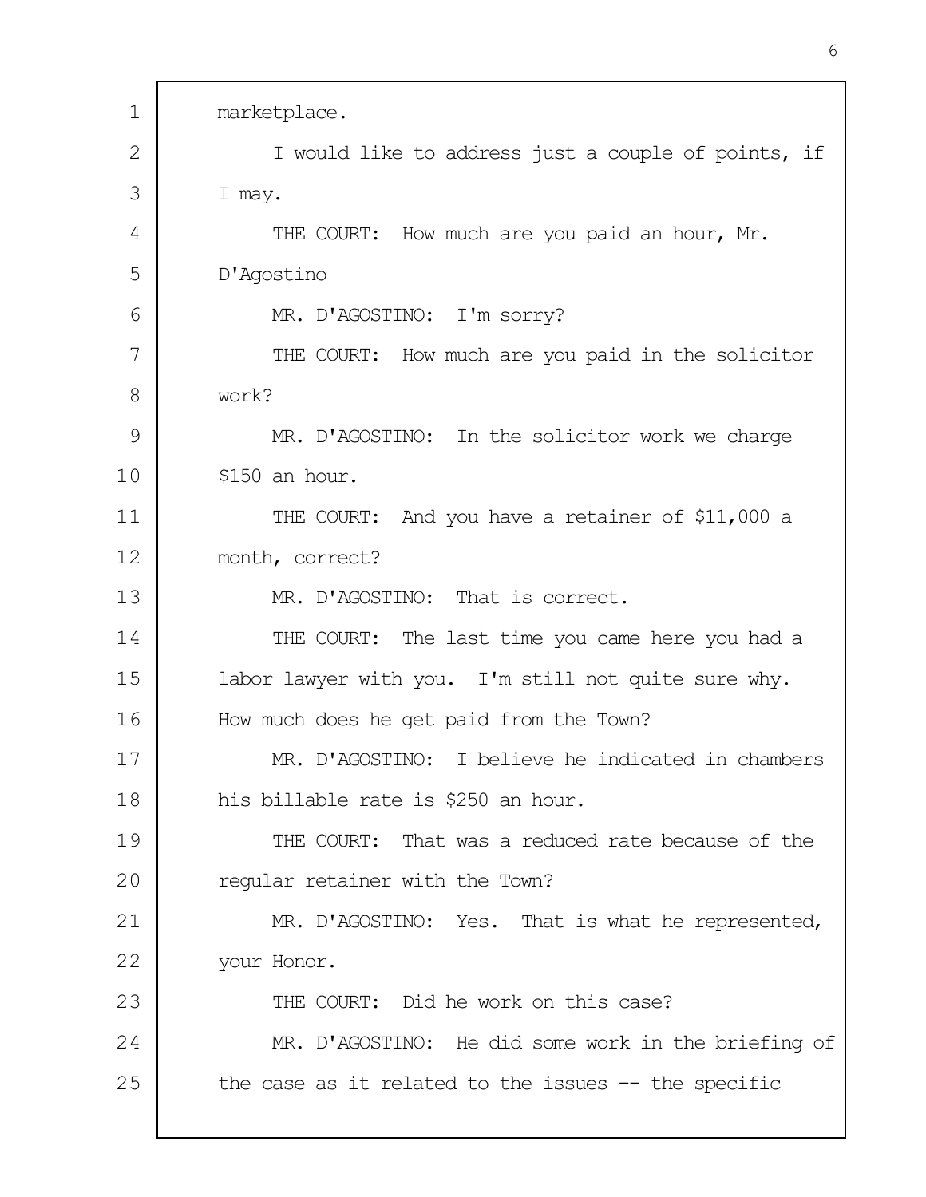marketplace.

I would like to address just a couple of points, if I may.

THE COURT: How much are you paid an hour, Mr. D'Agostino

MR. D'AGOSTINO: I'm sorry?

THE COURT: How much are you paid in the solicitor work?

MR. D'AGOSTINO: In the solicitor work we charge $150 an hour.

THE COURT: And you have a retainer of $11,000 a month, correct?

MR. D'AGOSTINO: That is correct.

THE COURT: The last time you came here you had a labor lawyer with you. I'm still not quite sure why. How much does he get paid from the Town?

MR. D'AGOSTINO: I believe he indicated in chambers his billable rate is $250 an hour.

THE COURT: That was a reduced rate because of the regular retainer with the Town?

MR. D'AGOSTINO: Yes. That is what he represented, your Honor.

THE COURT: Did he work on this case?

MR. D'AGOSTINO: He did some work in the briefing of the case as it related to the issues -- the specific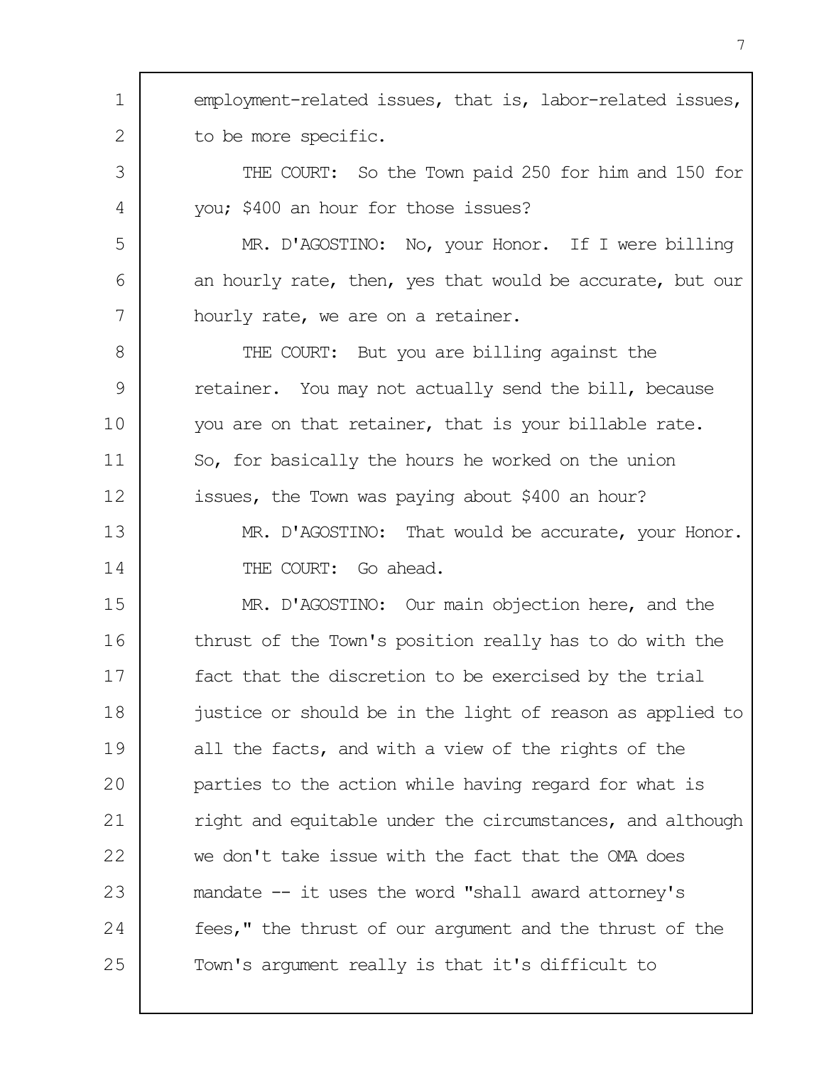employment-related issues, that is, labor-related issues, to be more specific.

THE COURT: So the Town paid 250 for him and 150 for you; $400 an hour for those issues?

MR. D'AGOSTINO: No, your Honor. If I were billing an hourly rate, then, yes that would be accurate, but our hourly rate, we are on a retainer.

THE COURT: But you are billing against the retainer. You may not actually send the bill, because you are on that retainer, that is your billable rate. So, for basically the hours he worked on the union issues, the Town was paying about $400 an hour?

MR. D'AGOSTINO: That would be accurate, your Honor.

THE COURT: Go ahead.

MR. D'AGOSTINO: Our main objection here, and the thrust of the Town's position really has to do with the fact that the discretion to be exercised by the trial justice or should be in the light of reason as applied to all the facts, and with a view of the rights of the parties to the action while having regard for what is right and equitable under the circumstances, and although we don't take issue with the fact that the OMA does mandate -- it uses the word "shall award attorney's fees," the thrust of our argument and the thrust of the Town's argument really is that it's difficult to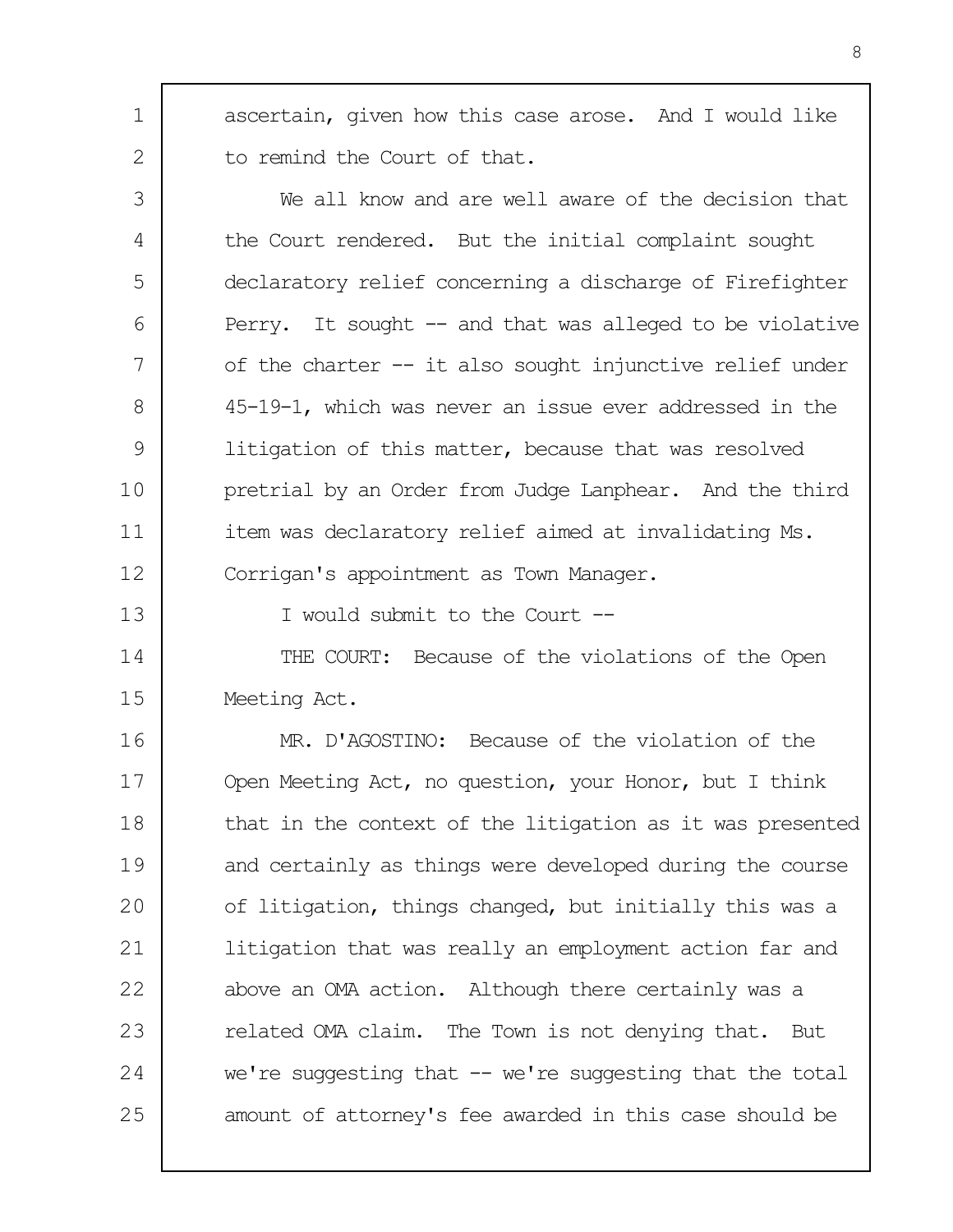ascertain, given how this case arose. And I would like to remind the Court of that.

We all know and are well aware of the decision that the Court rendered. But the initial complaint sought declaratory relief concerning a discharge of Firefighter Perry. It sought -- and that was alleged to be violative of the charter -- it also sought injunctive relief under 45-19-1, which was never an issue ever addressed in the litigation of this matter, because that was resolved pretrial by an Order from Judge Lanphear. And the third item was declaratory relief aimed at invalidating Ms. Corrigan's appointment as Town Manager.

I would submit to the Court --

THE COURT: Because of the violations of the Open Meeting Act.

MR. D'AGOSTINO: Because of the violation of the Open Meeting Act, no question, your Honor, but I think that in the context of the litigation as it was presented and certainly as things were developed during the course of litigation, things changed, but initially this was a litigation that was really an employment action far and above an OMA action. Although there certainly was a related OMA claim. The Town is not denying that. But we're suggesting that -- we're suggesting that the total amount of attorney's fee awarded in this case should be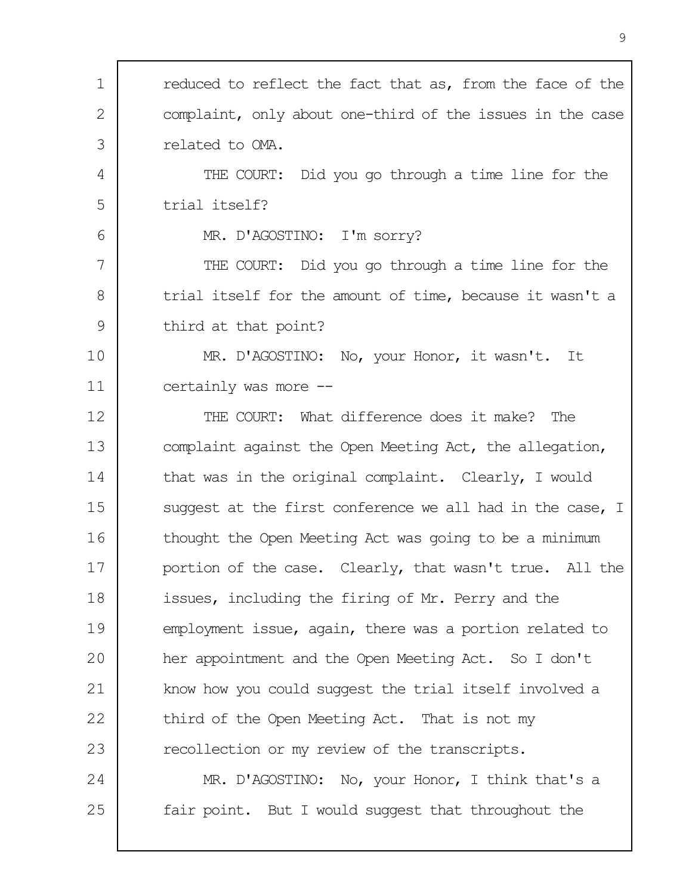reduced to reflect the fact that as, from the face of the complaint, only about one-third of the issues in the case related to OMA.

THE COURT: Did you go through a time line for the trial itself?

MR. D'AGOSTINO: I'm sorry?

THE COURT: Did you go through a time line for the trial itself for the amount of time, because it wasn't a third at that point?

MR. D'AGOSTINO: No, your Honor, it wasn't. It certainly was more --

THE COURT: What difference does it make? The complaint against the Open Meeting Act, the allegation, that was in the original complaint. Clearly, I would suggest at the first conference we all had in the case, I thought the Open Meeting Act was going to be a minimum portion of the case. Clearly, that wasn't true. All the issues, including the firing of Mr. Perry and the employment issue, again, there was a portion related to her appointment and the Open Meeting Act. So I don't know how you could suggest the trial itself involved a third of the Open Meeting Act. That is not my recollection or my review of the transcripts.

MR. D'AGOSTINO: No, your Honor, I think that's a fair point. But I would suggest that throughout the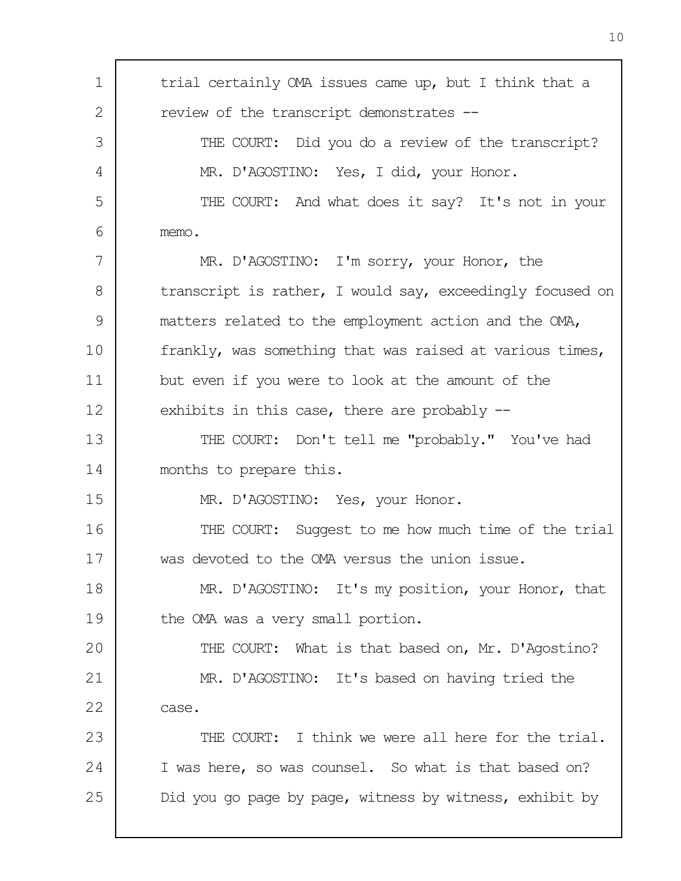trial certainly OMA issues came up, but I think that a review of the transcript demonstrates --

THE COURT: Did you do a review of the transcript?

MR. D'AGOSTINO: Yes, I did, your Honor.

THE COURT: And what does it say? It's not in your memo.

MR. D'AGOSTINO: I'm sorry, your Honor, the transcript is rather, I would say, exceedingly focused on matters related to the employment action and the OMA, frankly, was something that was raised at various times, but even if you were to look at the amount of the exhibits in this case, there are probably --

THE COURT: Don't tell me "probably." You've had months to prepare this.

MR. D'AGOSTINO: Yes, your Honor.

THE COURT: Suggest to me how much time of the trial was devoted to the OMA versus the union issue.

MR. D'AGOSTINO: It's my position, your Honor, that the OMA was a very small portion.

THE COURT: What is that based on, Mr. D'Agostino?

MR. D'AGOSTINO: It's based on having tried the case.

THE COURT: I think we were all here for the trial. I was here, so was counsel. So what is that based on? Did you go page by page, witness by witness, exhibit by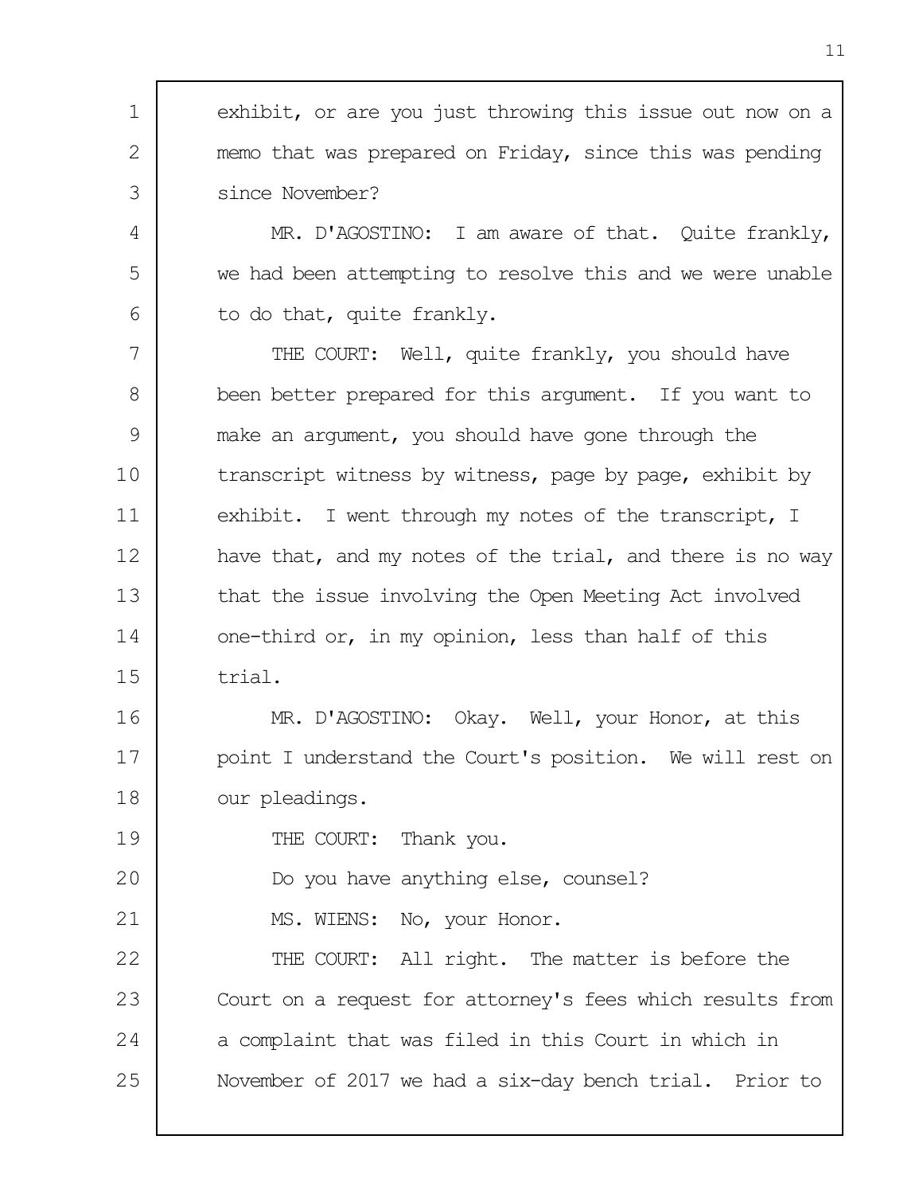exhibit, or are you just throwing this issue out now on a memo that was prepared on Friday, since this was pending since November?

MR. D'AGOSTINO: I am aware of that. Quite frankly, we had been attempting to resolve this and we were unable to do that, quite frankly.

THE COURT: Well, quite frankly, you should have been better prepared for this argument. If you want to make an argument, you should have gone through the transcript witness by witness, page by page, exhibit by exhibit. I went through my notes of the transcript, I have that, and my notes of the trial, and there is no way that the issue involving the Open Meeting Act involved one-third or, in my opinion, less than half of this trial.

MR. D'AGOSTINO: Okay. Well, your Honor, at this point I understand the Court's position. We will rest on our pleadings.

THE COURT: Thank you.

Do you have anything else, counsel?

MS. WIENS: No, your Honor.

THE COURT: All right. The matter is before the Court on a request for attorney's fees which results from a complaint that was filed in this Court in which in November of 2017 we had a six-day bench trial. Prior to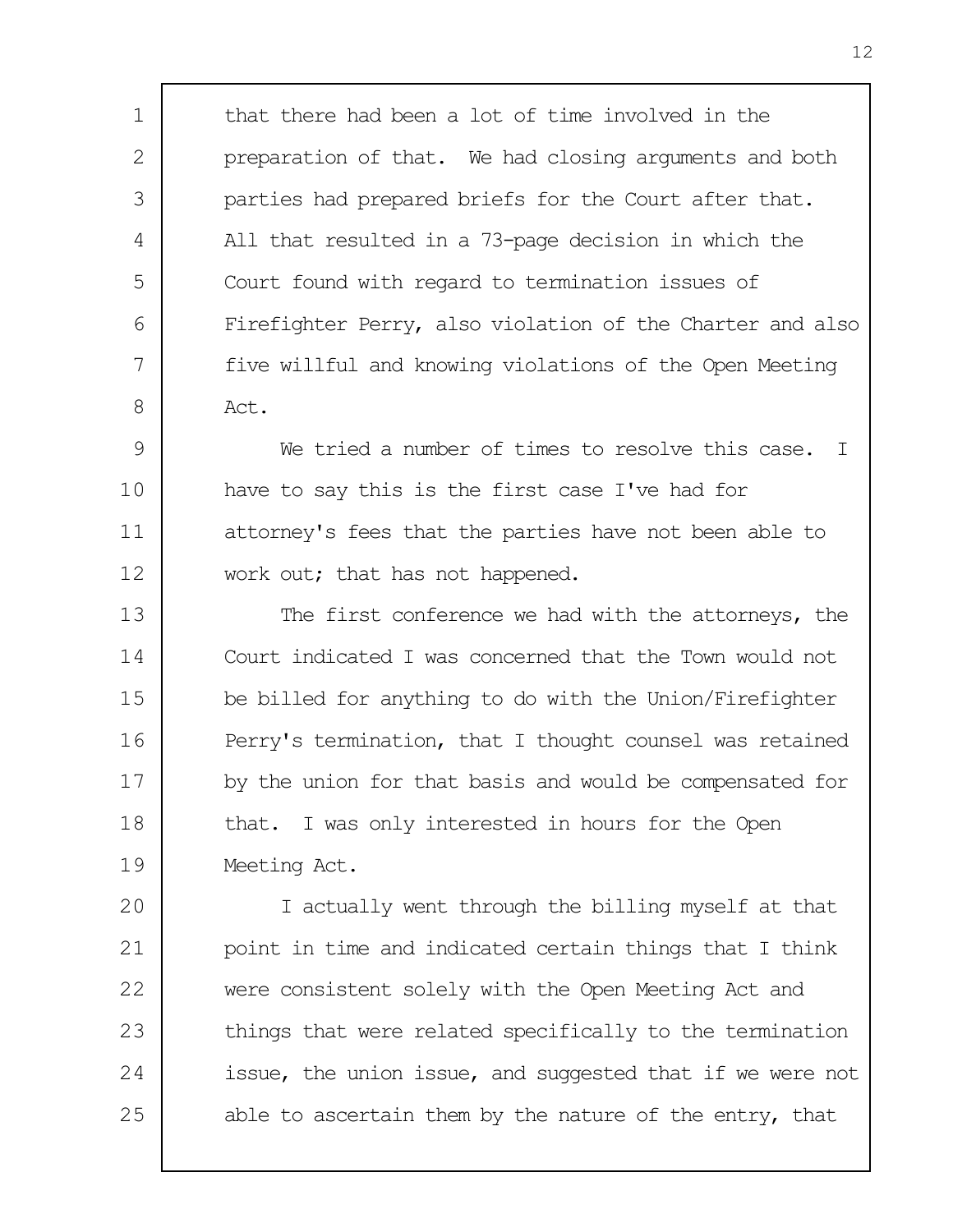that there had been a lot of time involved in the preparation of that. We had closing arguments and both parties had prepared briefs for the Court after that. All that resulted in a 73-page decision in which the Court found with regard to termination issues of Firefighter Perry, also violation of the Charter and also five willful and knowing violations of the Open Meeting Act.

We tried a number of times to resolve this case. I have to say this is the first case I've had for attorney's fees that the parties have not been able to work out; that has not happened.

The first conference we had with the attorneys, the Court indicated I was concerned that the Town would not be billed for anything to do with the Union/Firefighter Perry's termination, that I thought counsel was retained by the union for that basis and would be compensated for that. I was only interested in hours for the Open Meeting Act.

I actually went through the billing myself at that point in time and indicated certain things that I think were consistent solely with the Open Meeting Act and things that were related specifically to the termination issue, the union issue, and suggested that if we were not able to ascertain them by the nature of the entry, that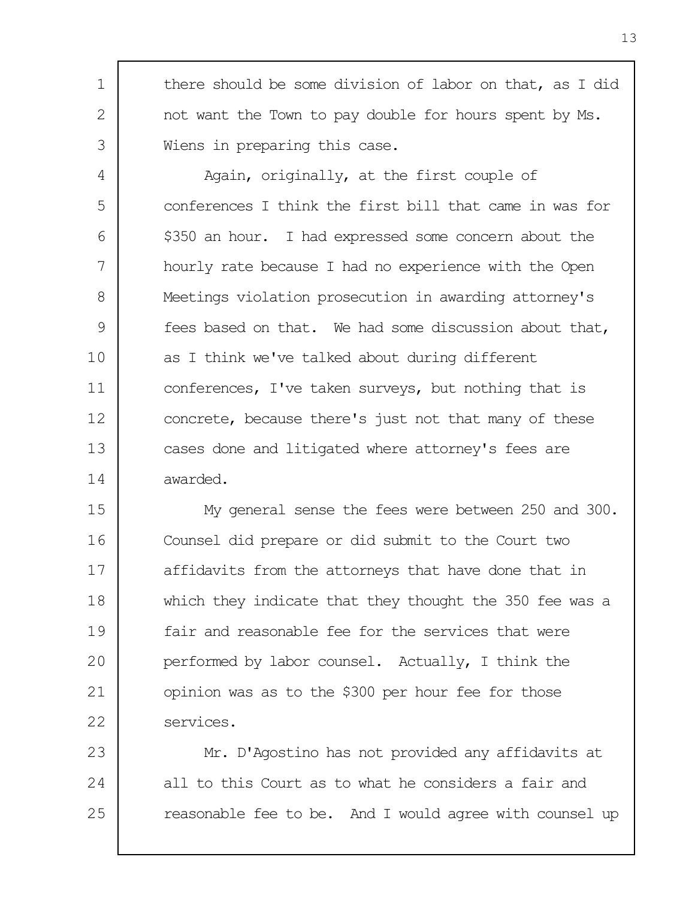there should be some division of labor on that, as I did not want the Town to pay double for hours spent by Ms. Wiens in preparing this case.

Again, originally, at the first couple of conferences I think the first bill that came in was for $350 an hour. I had expressed some concern about the hourly rate because I had no experience with the Open Meetings violation prosecution in awarding attorney's fees based on that. We had some discussion about that, as I think we've talked about during different conferences, I've taken surveys, but nothing that is concrete, because there's just not that many of these cases done and litigated where attorney's fees are awarded.

My general sense the fees were between 250 and 300. Counsel did prepare or did submit to the Court two affidavits from the attorneys that have done that in which they indicate that they thought the 350 fee was a fair and reasonable fee for the services that were performed by labor counsel. Actually, I think the opinion was as to the $300 per hour fee for those services.

Mr. D'Agostino has not provided any affidavits at all to this Court as to what he considers a fair and reasonable fee to be. And I would agree with counsel up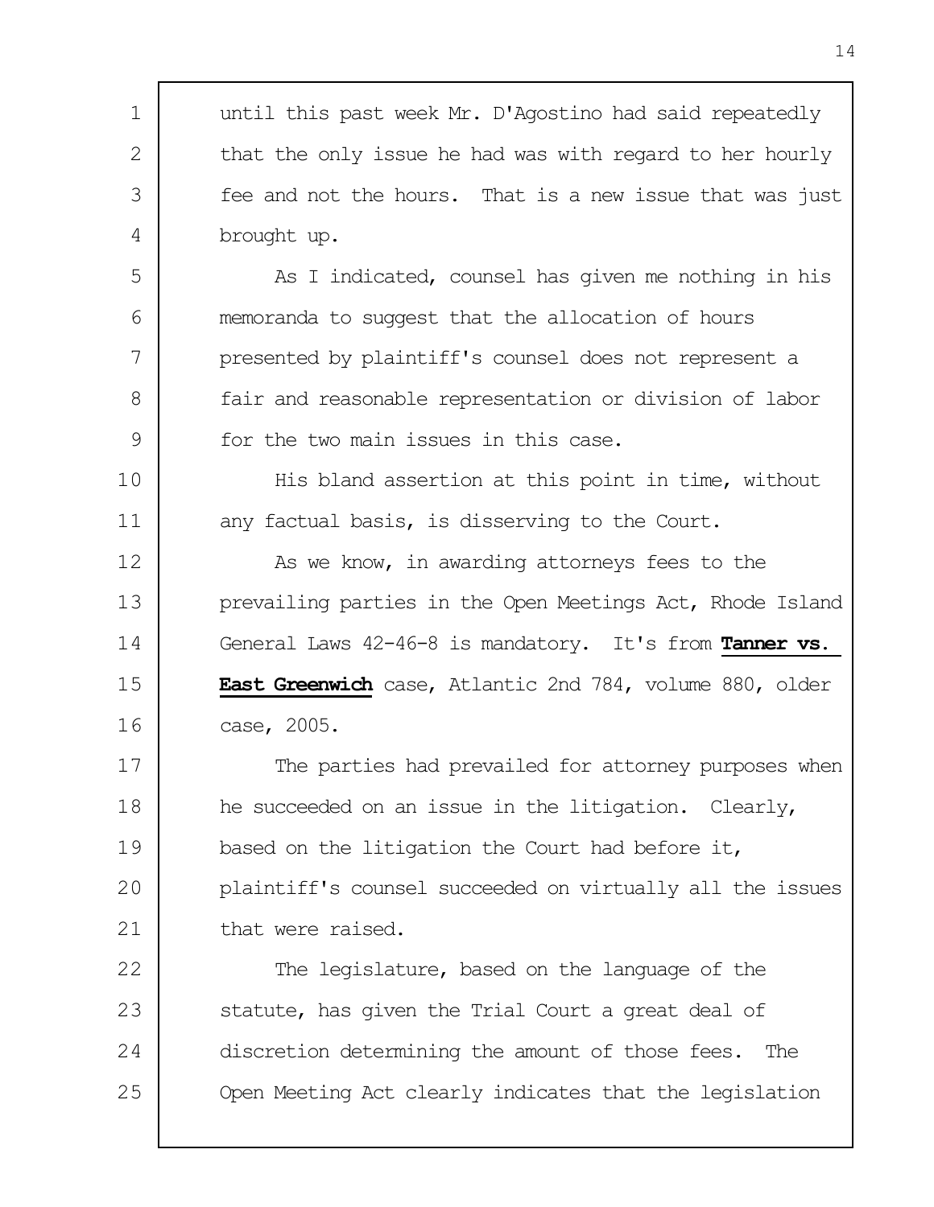until this past week Mr. D'Agostino had said repeatedly that the only issue he had was with regard to her hourly fee and not the hours. That is a new issue that was just brought up.

As I indicated, counsel has given me nothing in his memoranda to suggest that the allocation of hours presented by plaintiff's counsel does not represent a fair and reasonable representation or division of labor for the two main issues in this case.

His bland assertion at this point in time, without any factual basis, is disserving to the Court.

As we know, in awarding attorneys fees to the prevailing parties in the Open Meetings Act, Rhode Island General Laws 42-46-8 is mandatory. It's from **Tanner vs. East Greenwich** case, Atlantic 2nd 784, volume 880, older case, 2005.

The parties had prevailed for attorney purposes when he succeeded on an issue in the litigation. Clearly, based on the litigation the Court had before it, plaintiff's counsel succeeded on virtually all the issues that were raised.

The legislature, based on the language of the statute, has given the Trial Court a great deal of discretion determining the amount of those fees. The Open Meeting Act clearly indicates that the legislation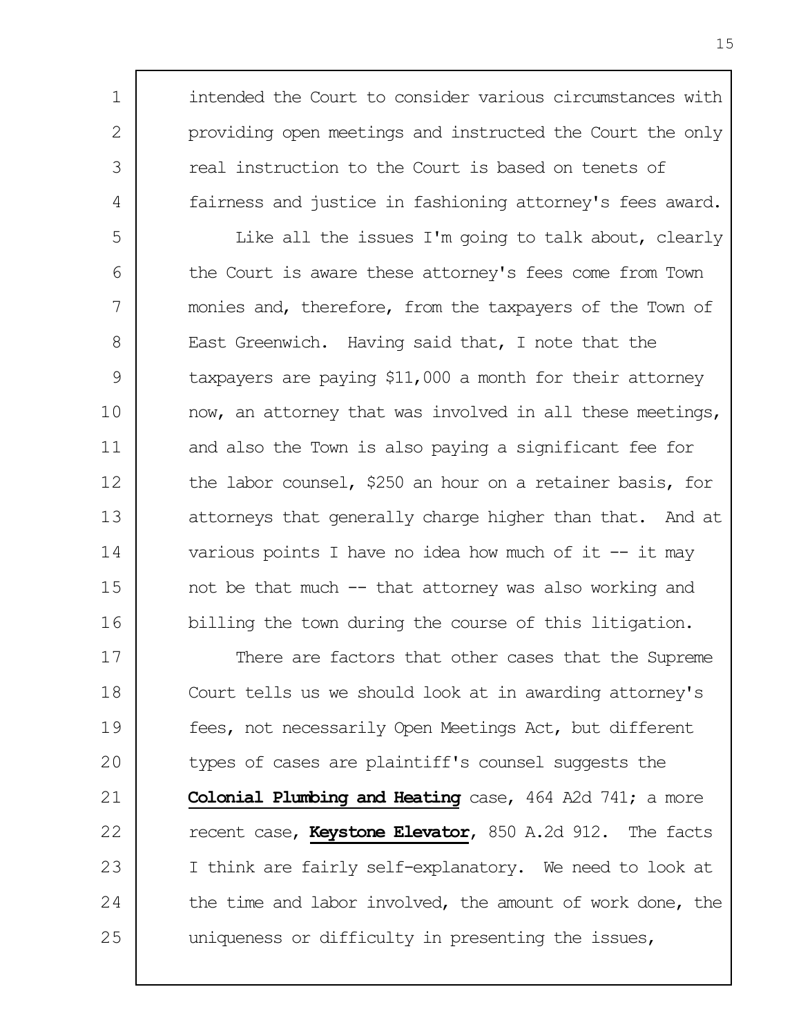intended the Court to consider various circumstances with providing open meetings and instructed the Court the only real instruction to the Court is based on tenets of fairness and justice in fashioning attorney's fees award.

Like all the issues I'm going to talk about, clearly the Court is aware these attorney's fees come from Town monies and, therefore, from the taxpayers of the Town of East Greenwich. Having said that, I note that the taxpayers are paying $11,000 a month for their attorney now, an attorney that was involved in all these meetings, and also the Town is also paying a significant fee for the labor counsel, $250 an hour on a retainer basis, for attorneys that generally charge higher than that. And at various points I have no idea how much of it -- it may not be that much -- that attorney was also working and billing the town during the course of this litigation.

There are factors that other cases that the Supreme Court tells us we should look at in awarding attorney's fees, not necessarily Open Meetings Act, but different types of cases are plaintiff's counsel suggests the **Colonial Plumbing and Heating** case, 464 A2d 741; a more recent case, **Keystone Elevator**, 850 A.2d 912. The facts I think are fairly self-explanatory. We need to look at the time and labor involved, the amount of work done, the uniqueness or difficulty in presenting the issues,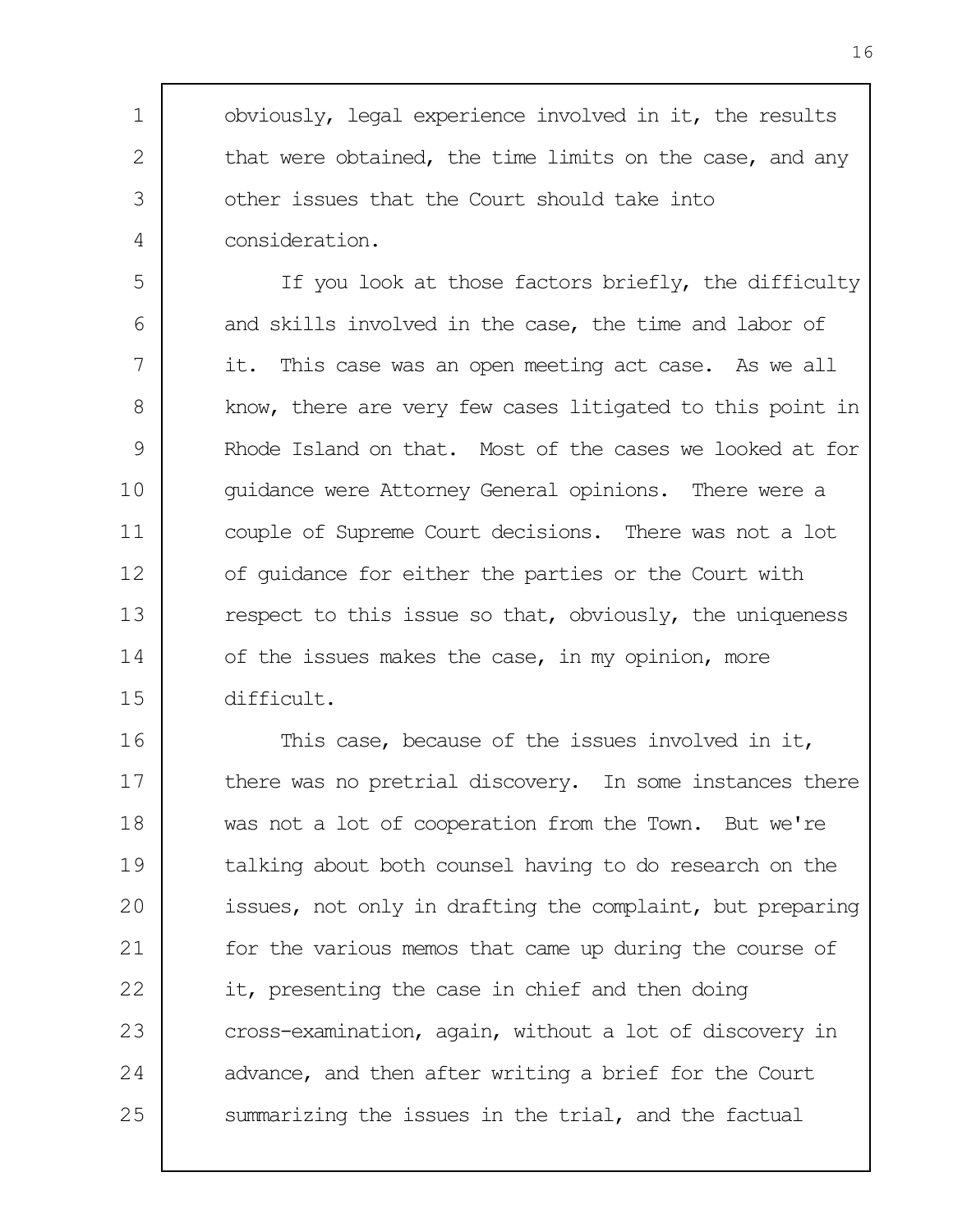obviously, legal experience involved in it, the results that were obtained, the time limits on the case, and any other issues that the Court should take into consideration.

If you look at those factors briefly, the difficulty and skills involved in the case, the time and labor of it. This case was an open meeting act case. As we all know, there are very few cases litigated to this point in Rhode Island on that. Most of the cases we looked at for guidance were Attorney General opinions. There were a couple of Supreme Court decisions. There was not a lot of guidance for either the parties or the Court with respect to this issue so that, obviously, the uniqueness of the issues makes the case, in my opinion, more difficult.

This case, because of the issues involved in it, there was no pretrial discovery. In some instances there was not a lot of cooperation from the Town. But we're talking about both counsel having to do research on the issues, not only in drafting the complaint, but preparing for the various memos that came up during the course of it, presenting the case in chief and then doing cross-examination, again, without a lot of discovery in advance, and then after writing a brief for the Court summarizing the issues in the trial, and the factual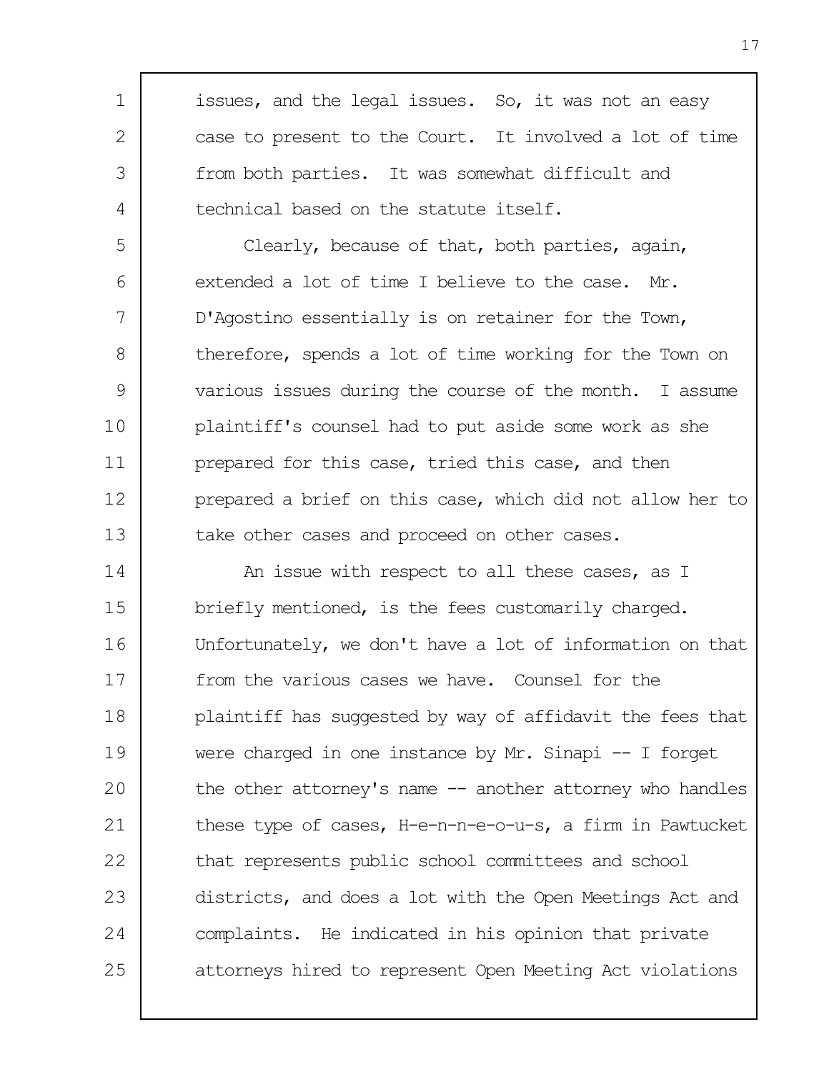issues, and the legal issues. So, it was not an easy case to present to the Court. It involved a lot of time from both parties. It was somewhat difficult and technical based on the statute itself.

Clearly, because of that, both parties, again, extended a lot of time I believe to the case. Mr. D'Agostino essentially is on retainer for the Town, therefore, spends a lot of time working for the Town on various issues during the course of the month. I assume plaintiff's counsel had to put aside some work as she prepared for this case, tried this case, and then prepared a brief on this case, which did not allow her to take other cases and proceed on other cases.

An issue with respect to all these cases, as I briefly mentioned, is the fees customarily charged. Unfortunately, we don't have a lot of information on that from the various cases we have. Counsel for the plaintiff has suggested by way of affidavit the fees that were charged in one instance by Mr. Sinapi -- I forget the other attorney's name -- another attorney who handles these type of cases, H-e-n-n-e-o-u-s, a firm in Pawtucket that represents public school committees and school districts, and does a lot with the Open Meetings Act and complaints. He indicated in his opinion that private attorneys hired to represent Open Meeting Act violations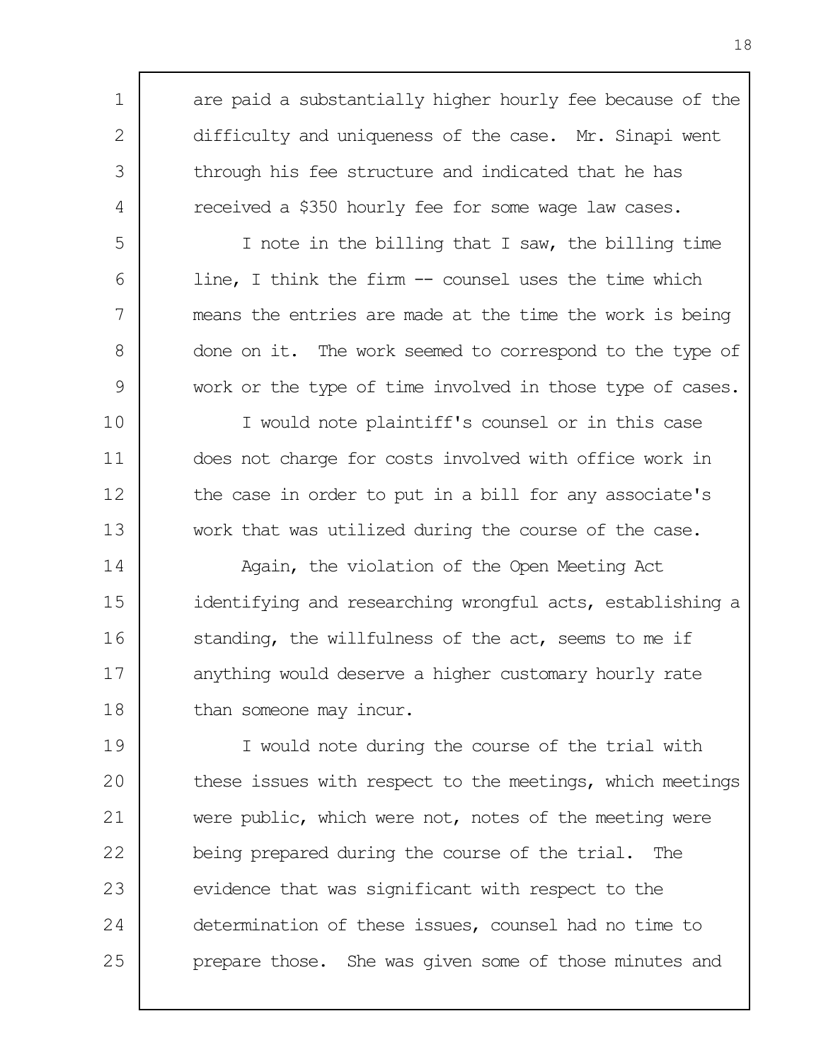are paid a substantially higher hourly fee because of the difficulty and uniqueness of the case. Mr. Sinapi went through his fee structure and indicated that he has received a $350 hourly fee for some wage law cases.

I note in the billing that I saw, the billing time line, I think the firm -- counsel uses the time which means the entries are made at the time the work is being done on it. The work seemed to correspond to the type of work or the type of time involved in those type of cases.

I would note plaintiff's counsel or in this case does not charge for costs involved with office work in the case in order to put in a bill for any associate's work that was utilized during the course of the case.

Again, the violation of the Open Meeting Act identifying and researching wrongful acts, establishing a standing, the willfulness of the act, seems to me if anything would deserve a higher customary hourly rate than someone may incur.

I would note during the course of the trial with these issues with respect to the meetings, which meetings were public, which were not, notes of the meeting were being prepared during the course of the trial. The evidence that was significant with respect to the determination of these issues, counsel had no time to prepare those. She was given some of those minutes and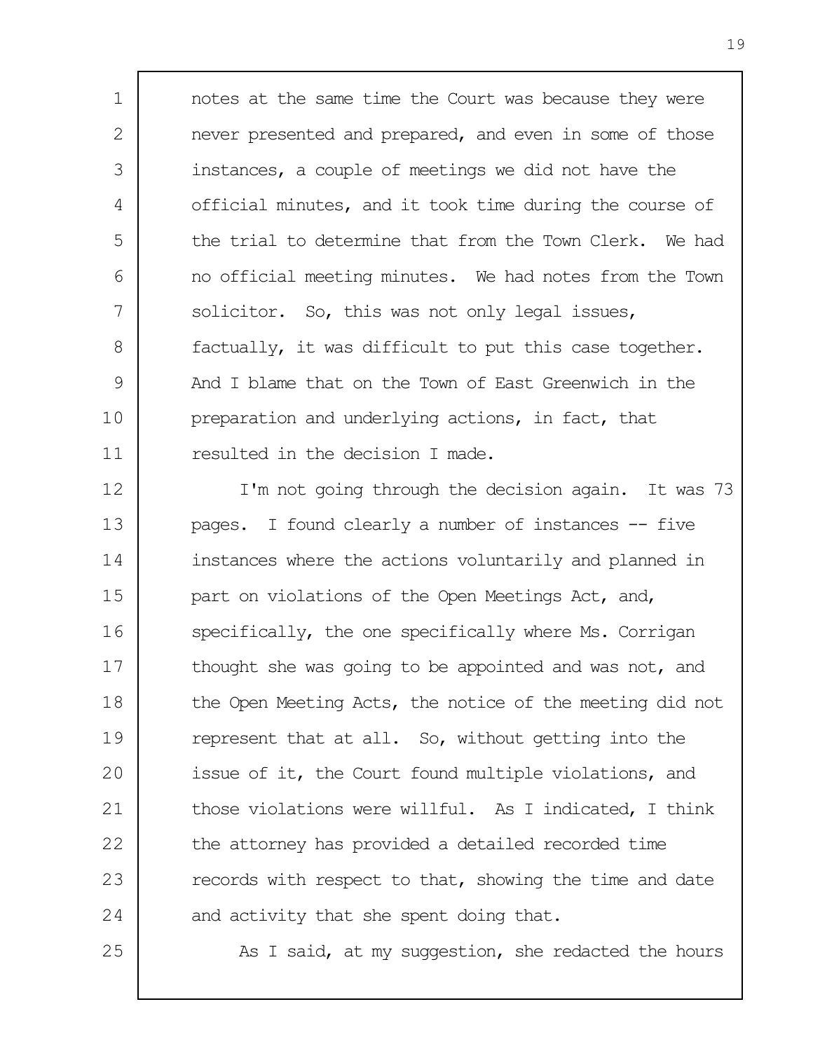notes at the same time the Court was because they were never presented and prepared, and even in some of those instances, a couple of meetings we did not have the official minutes, and it took time during the course of the trial to determine that from the Town Clerk. We had no official meeting minutes. We had notes from the Town solicitor. So, this was not only legal issues, factually, it was difficult to put this case together. And I blame that on the Town of East Greenwich in the preparation and underlying actions, in fact, that resulted in the decision I made.

I'm not going through the decision again. It was 73 pages. I found clearly a number of instances -- five instances where the actions voluntarily and planned in part on violations of the Open Meetings Act, and, specifically, the one specifically where Ms. Corrigan thought she was going to be appointed and was not, and the Open Meeting Acts, the notice of the meeting did not represent that at all. So, without getting into the issue of it, the Court found multiple violations, and those violations were willful. As I indicated, I think the attorney has provided a detailed recorded time records with respect to that, showing the time and date and activity that she spent doing that.

As I said, at my suggestion, she redacted the hours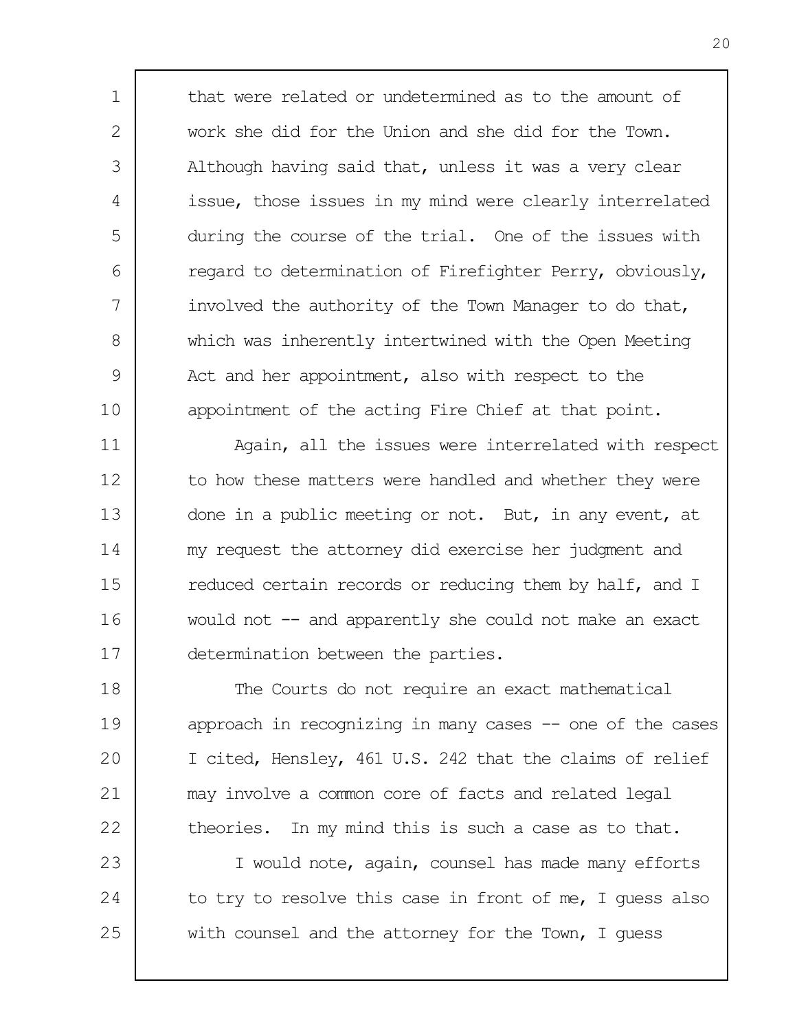that were related or undetermined as to the amount of work she did for the Union and she did for the Town. Although having said that, unless it was a very clear issue, those issues in my mind were clearly interrelated during the course of the trial. One of the issues with regard to determination of Firefighter Perry, obviously, involved the authority of the Town Manager to do that, which was inherently intertwined with the Open Meeting Act and her appointment, also with respect to the appointment of the acting Fire Chief at that point.

Again, all the issues were interrelated with respect to how these matters were handled and whether they were done in a public meeting or not. But, in any event, at my request the attorney did exercise her judgment and reduced certain records or reducing them by half, and I would not -- and apparently she could not make an exact determination between the parties.

The Courts do not require an exact mathematical approach in recognizing in many cases -- one of the cases I cited, Hensley, 461 U.S. 242 that the claims of relief may involve a common core of facts and related legal theories. In my mind this is such a case as to that.

I would note, again, counsel has made many efforts to try to resolve this case in front of me, I guess also with counsel and the attorney for the Town, I guess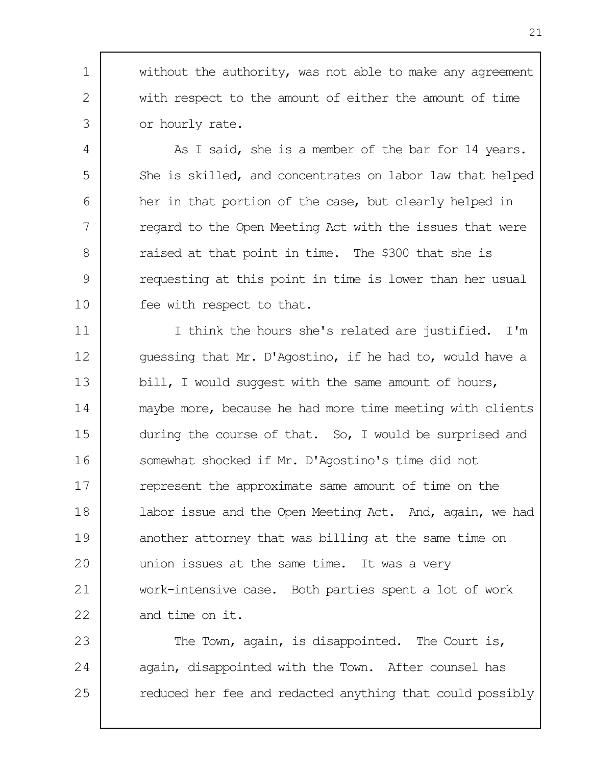without the authority, was not able to make any agreement with respect to the amount of either the amount of time or hourly rate.

As I said, she is a member of the bar for 14 years. She is skilled, and concentrates on labor law that helped her in that portion of the case, but clearly helped in regard to the Open Meeting Act with the issues that were raised at that point in time. The $300 that she is requesting at this point in time is lower than her usual fee with respect to that.

I think the hours she's related are justified. I'm guessing that Mr. D'Agostino, if he had to, would have a bill, I would suggest with the same amount of hours, maybe more, because he had more time meeting with clients during the course of that. So, I would be surprised and somewhat shocked if Mr. D'Agostino's time did not represent the approximate same amount of time on the labor issue and the Open Meeting Act. And, again, we had another attorney that was billing at the same time on union issues at the same time. It was a very work-intensive case. Both parties spent a lot of work and time on it.

The Town, again, is disappointed. The Court is, again, disappointed with the Town. After counsel has reduced her fee and redacted anything that could possibly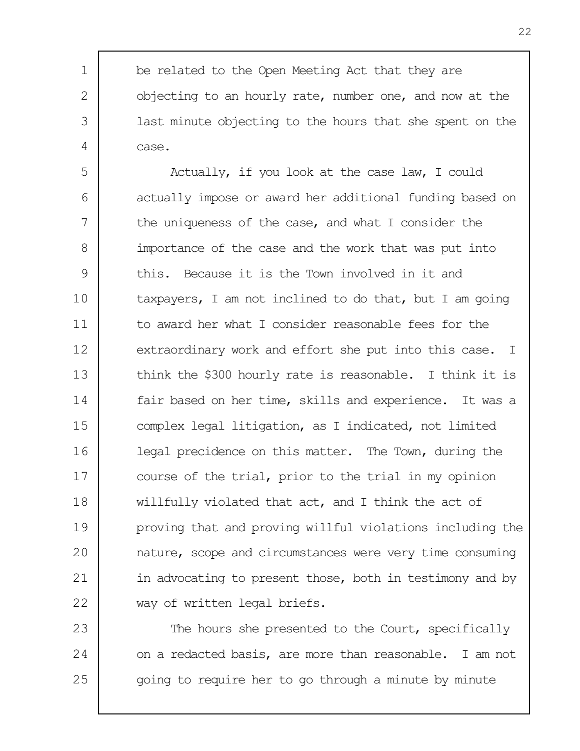be related to the Open Meeting Act that they are objecting to an hourly rate, number one, and now at the last minute objecting to the hours that she spent on the case.

Actually, if you look at the case law, I could actually impose or award her additional funding based on the uniqueness of the case, and what I consider the importance of the case and the work that was put into this. Because it is the Town involved in it and taxpayers, I am not inclined to do that, but I am going to award her what I consider reasonable fees for the extraordinary work and effort she put into this case. I think the $300 hourly rate is reasonable. I think it is fair based on her time, skills and experience. It was a complex legal litigation, as I indicated, not limited legal precidence on this matter. The Town, during the course of the trial, prior to the trial in my opinion willfully violated that act, and I think the act of proving that and proving willful violations including the nature, scope and circumstances were very time consuming in advocating to present those, both in testimony and by way of written legal briefs.

The hours she presented to the Court, specifically on a redacted basis, are more than reasonable. I am not going to require her to go through a minute by minute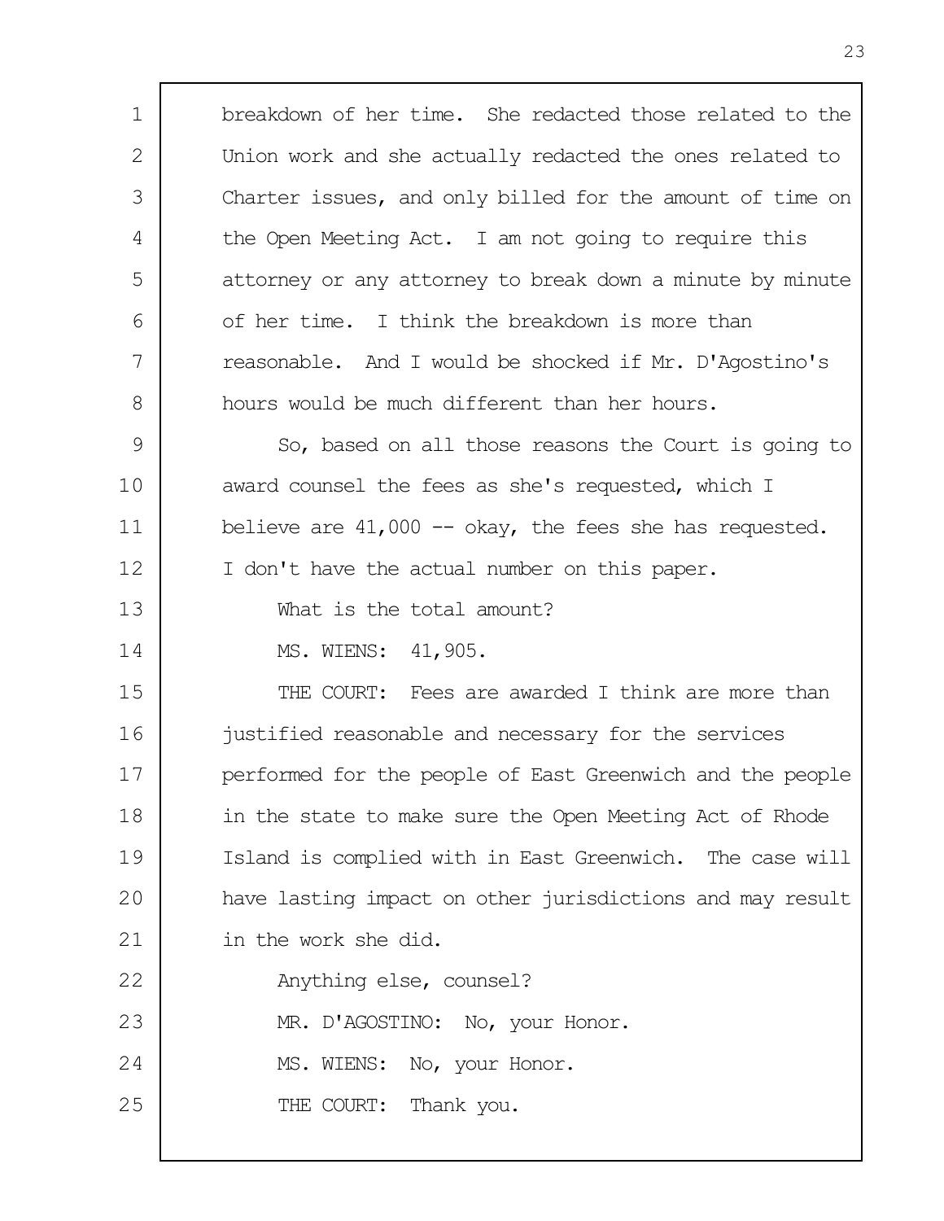breakdown of her time. She redacted those related to the Union work and she actually redacted the ones related to Charter issues, and only billed for the amount of time on the Open Meeting Act. I am not going to require this attorney or any attorney to break down a minute by minute of her time. I think the breakdown is more than reasonable. And I would be shocked if Mr. D'Agostino's hours would be much different than her hours.

So, based on all those reasons the Court is going to award counsel the fees as she's requested, which I believe are 41,000 -- okay, the fees she has requested. I don't have the actual number on this paper.

What is the total amount?

MS. WIENS: 41,905.

THE COURT: Fees are awarded I think are more than justified reasonable and necessary for the services performed for the people of East Greenwich and the people in the state to make sure the Open Meeting Act of Rhode Island is complied with in East Greenwich. The case will have lasting impact on other jurisdictions and may result in the work she did.

Anything else, counsel?

MR. D'AGOSTINO: No, your Honor.

MS. WIENS: No, your Honor.

THE COURT: Thank you.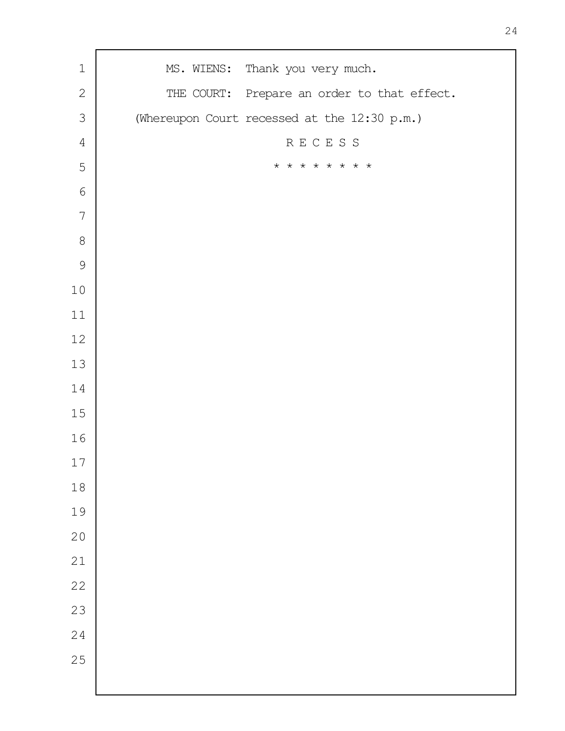MS. WIENS: Thank you very much.

THE COURT: Prepare an order to that effect.

(Whereupon Court recessed at the 12:30 p.m.)

R E C E S S

* * * * * * * * *